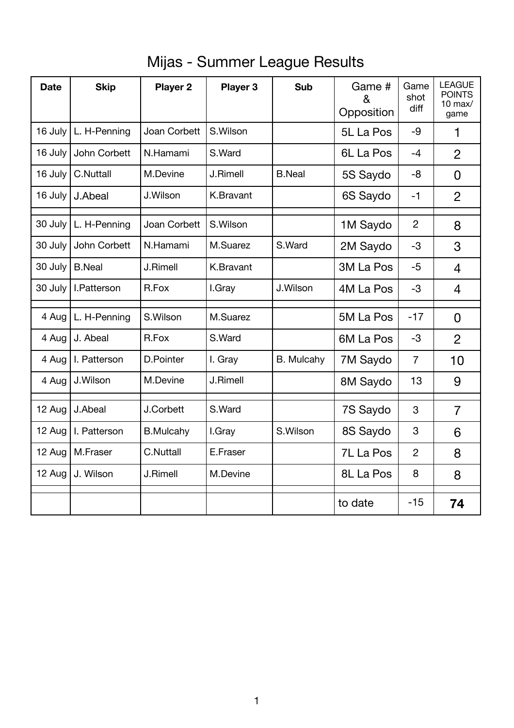# Mijas - Summer League Results

| Date | Skip | Player 2 | Player 3 | Sub | Game # & Opposition | Game shot diff | LEAGUE POINTS 10 max/ game |
|---|---|---|---|---|---|---|---|
| 16 July | L. H-Penning | Joan Corbett | S.Wilson | | 5L La Pos | -9 | 1 |
| 16 July | John Corbett | N.Hamami | S.Ward | | 6L La Pos | -4 | 2 |
| 16 July | C.Nuttall | M.Devine | J.Rimell | B.Neal | 5S Saydo | -8 | 0 |
| 16 July | J.Abeal | J.Wilson | K.Bravant | | 6S Saydo | -1 | 2 |
| | | | | | | | |
| 30 July | L. H-Penning | Joan Corbett | S.Wilson | | 1M Saydo | 2 | 8 |
| 30 July | John Corbett | N.Hamami | M.Suarez | S.Ward | 2M Saydo | -3 | 3 |
| 30 July | B.Neal | J.Rimell | K.Bravant | | 3M La Pos | -5 | 4 |
| 30 July | I.Patterson | R.Fox | I.Gray | J.Wilson | 4M La Pos | -3 | 4 |
| | | | | | | | |
| 4 Aug | L. H-Penning | S.Wilson | M.Suarez | | 5M La Pos | -17 | 0 |
| 4 Aug | J. Abeal | R.Fox | S.Ward | | 6M La Pos | -3 | 2 |
| 4 Aug | I. Patterson | D.Pointer | I. Gray | B. Mulcahy | 7M Saydo | 7 | 10 |
| 4 Aug | J.Wilson | M.Devine | J.Rimell | | 8M Saydo | 13 | 9 |
| | | | | | | | |
| 12 Aug | J.Abeal | J.Corbett | S.Ward | | 7S Saydo | 3 | 7 |
| 12 Aug | I. Patterson | B.Mulcahy | I.Gray | S.Wilson | 8S Saydo | 3 | 6 |
| 12 Aug | M.Fraser | C.Nuttall | E.Fraser | | 7L La Pos | 2 | 8 |
| 12 Aug | J. Wilson | J.Rimell | M.Devine | | 8L La Pos | 8 | 8 |
| | | | | | | | |
| | | | | | to date | -15 | **74** |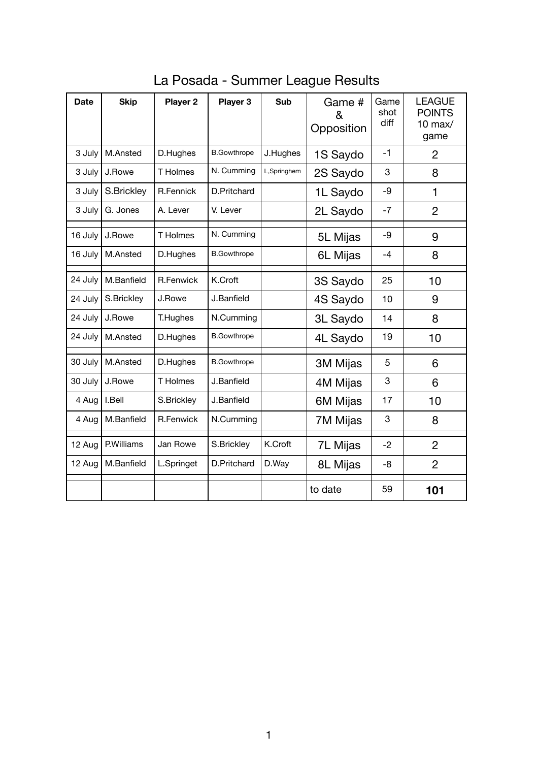# La Posada - Summer League Results

| Date | Skip | Player 2 | Player 3 | Sub | Game # & Opposition | Game shot diff | LEAGUE POINTS 10 max/ game |
|---|---|---|---|---|---|---|---|
| 3 July | M.Ansted | D.Hughes | B.Gowthrope | J.Hughes | 1S Saydo | -1 | 2 |
| 3 July | J.Rowe | T Holmes | N. Cumming | L,Springhem | 2S Saydo | 3 | 8 |
| 3 July | S.Brickley | R.Fennick | D.Pritchard | | 1L Saydo | -9 | 1 |
| 3 July | G. Jones | A. Lever | V. Lever | | 2L Saydo | -7 | 2 |
| | | | | | | | |
| 16 July | J.Rowe | T Holmes | N. Cumming | | 5L Mijas | -9 | 9 |
| 16 July | M.Ansted | D.Hughes | B.Gowthrope | | 6L Mijas | -4 | 8 |
| | | | | | | | |
| 24 July | M.Banfield | R.Fenwick | K.Croft | | 3S Saydo | 25 | 10 |
| 24 July | S.Brickley | J.Rowe | J.Banfield | | 4S Saydo | 10 | 9 |
| 24 July | J.Rowe | T.Hughes | N.Cumming | | 3L Saydo | 14 | 8 |
| 24 July | M.Ansted | D.Hughes | B.Gowthrope | | 4L Saydo | 19 | 10 |
| | | | | | | | |
| 30 July | M.Ansted | D.Hughes | B.Gowthrope | | 3M Mijas | 5 | 6 |
| 30 July | J.Rowe | T Holmes | J.Banfield | | 4M Mijas | 3 | 6 |
| 4 Aug | I.Bell | S.Brickley | J.Banfield | | 6M Mijas | 17 | 10 |
| 4 Aug | M.Banfield | R.Fenwick | N.Cumming | | 7M Mijas | 3 | 8 |
| | | | | | | | |
| 12 Aug | P.Williams | Jan Rowe | S.Brickley | K.Croft | 7L Mijas | -2 | 2 |
| 12 Aug | M.Banfield | L.Springet | D.Pritchard | D.Way | 8L Mijas | -8 | 2 |
| | | | | | | | |
| | | | | | to date | 59 | **101** |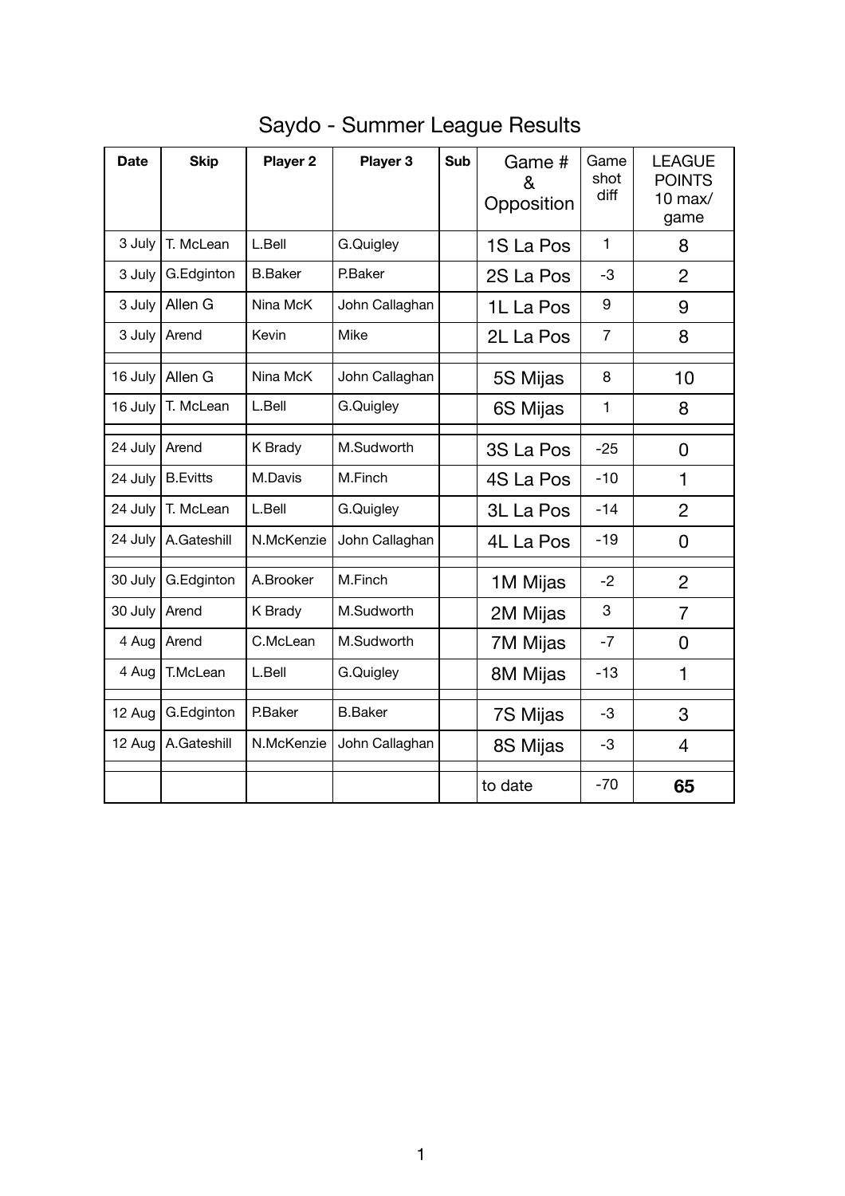# Saydo - Summer League Results

| Date | Skip | Player 2 | Player 3 | Sub | Game # & Opposition | Game shot diff | LEAGUE POINTS 10 max/ game |
|---|---|---|---|---|---|---|---|
| 3 July | T. McLean | L.Bell | G.Quigley | | 1S La Pos | 1 | 8 |
| 3 July | G.Edginton | B.Baker | P.Baker | | 2S La Pos | -3 | 2 |
| 3 July | Allen G | Nina McK | John Callaghan | | 1L La Pos | 9 | 9 |
| 3 July | Arend | Kevin | Mike | | 2L La Pos | 7 | 8 |
| | | | | | | | |
| 16 July | Allen G | Nina McK | John Callaghan | | 5S Mijas | 8 | 10 |
| 16 July | T. McLean | L.Bell | G.Quigley | | 6S Mijas | 1 | 8 |
| | | | | | | | |
| 24 July | Arend | K Brady | M.Sudworth | | 3S La Pos | -25 | 0 |
| 24 July | B.Evitts | M.Davis | M.Finch | | 4S La Pos | -10 | 1 |
| 24 July | T. McLean | L.Bell | G.Quigley | | 3L La Pos | -14 | 2 |
| 24 July | A.Gateshill | N.McKenzie | John Callaghan | | 4L La Pos | -19 | 0 |
| | | | | | | | |
| 30 July | G.Edginton | A.Brooker | M.Finch | | 1M Mijas | -2 | 2 |
| 30 July | Arend | K Brady | M.Sudworth | | 2M Mijas | 3 | 7 |
| 4 Aug | Arend | C.McLean | M.Sudworth | | 7M Mijas | -7 | 0 |
| 4 Aug | T.McLean | L.Bell | G.Quigley | | 8M Mijas | -13 | 1 |
| | | | | | | | |
| 12 Aug | G.Edginton | P.Baker | B.Baker | | 7S Mijas | -3 | 3 |
| 12 Aug | A.Gateshill | N.McKenzie | John Callaghan | | 8S Mijas | -3 | 4 |
| | | | | | | | |
| | | | | | to date | -70 | **65** |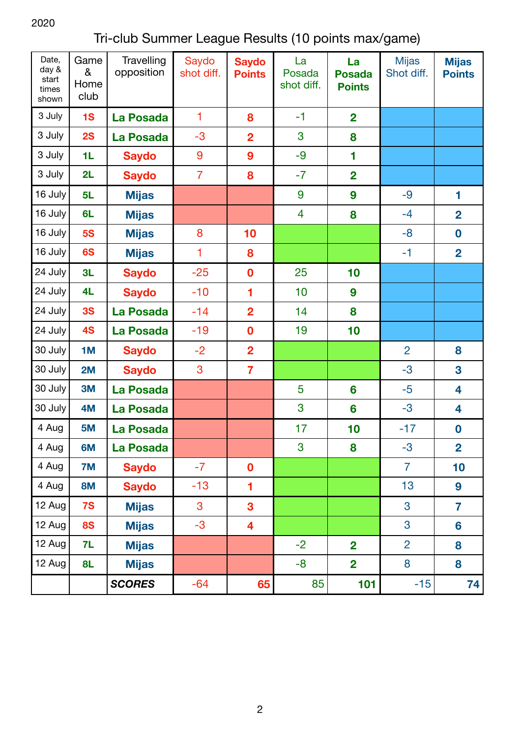2020

# Tri-club Summer League Results (10 points max/game)

| Date, day & start times shown | Game & Home club | Travelling opposition | Saydo shot diff. | Saydo Points | La Posada shot diff. | La Posada Points | Mijas Shot diff. | Mijas Points |
|---|---|---|---|---|---|---|---|---|
| 3 July | 1S | La Posada | 1 | 8 | -1 | 2 | | |
| 3 July | 2S | La Posada | -3 | 2 | 3 | 8 | | |
| 3 July | 1L | Saydo | 9 | 9 | -9 | 1 | | |
| 3 July | 2L | Saydo | 7 | 8 | -7 | 2 | | |
| 16 July | 5L | Mijas | | | 9 | 9 | -9 | 1 |
| 16 July | 6L | Mijas | | | 4 | 8 | -4 | 2 |
| 16 July | 5S | Mijas | 8 | 10 | | | -8 | 0 |
| 16 July | 6S | Mijas | 1 | 8 | | | -1 | 2 |
| 24 July | 3L | Saydo | -25 | 0 | 25 | 10 | | |
| 24 July | 4L | Saydo | -10 | 1 | 10 | 9 | | |
| 24 July | 3S | La Posada | -14 | 2 | 14 | 8 | | |
| 24 July | 4S | La Posada | -19 | 0 | 19 | 10 | | |
| 30 July | 1M | Saydo | -2 | 2 | | | 2 | 8 |
| 30 July | 2M | Saydo | 3 | 7 | | | -3 | 3 |
| 30 July | 3M | La Posada | | | 5 | 6 | -5 | 4 |
| 30 July | 4M | La Posada | | | 3 | 6 | -3 | 4 |
| 4 Aug | 5M | La Posada | | | 17 | 10 | -17 | 0 |
| 4 Aug | 6M | La Posada | | | 3 | 8 | -3 | 2 |
| 4 Aug | 7M | Saydo | -7 | 0 | | | 7 | 10 |
| 4 Aug | 8M | Saydo | -13 | 1 | | | 13 | 9 |
| 12 Aug | 7S | Mijas | 3 | 3 | | | 3 | 7 |
| 12 Aug | 8S | Mijas | -3 | 4 | | | 3 | 6 |
| 12 Aug | 7L | Mijas | | | -2 | 2 | 2 | 8 |
| 12 Aug | 8L | Mijas | | | -8 | 2 | 8 | 8 |
| | | ***SCORES*** | -64 | 65 | 85 | 101 | -15 | 74 |